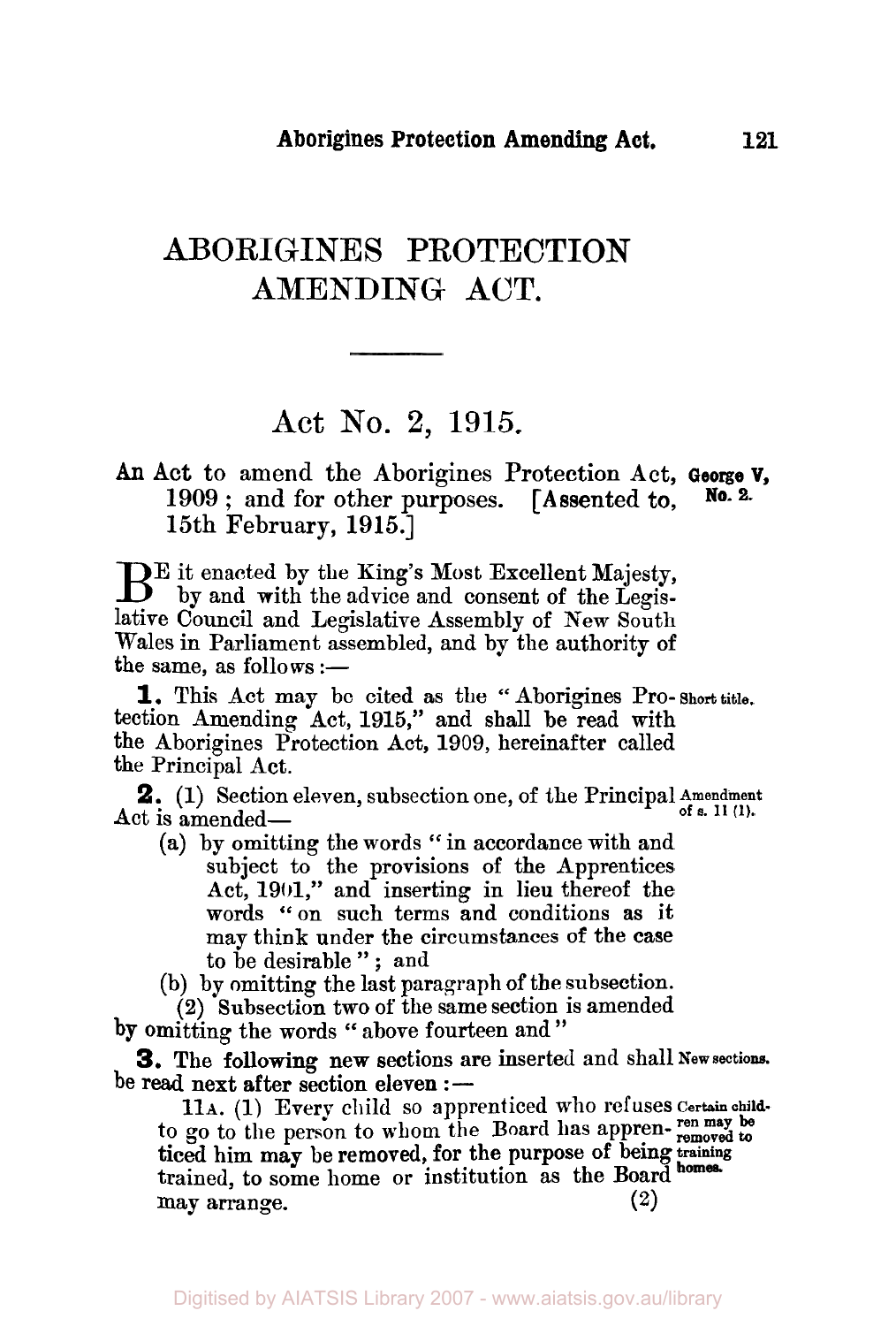# ABORIGINES PROTECTION AMENDING ACT.

## Act No. 2, 1915.

An Act to amend the Aborigines Protection Act, 1909; and for other purposes. [Assented to, 15th February, 1915.]

**George V, No. 2.**

BE it enacted by the King's Most Excellent Majesty, by and with the advice and consent of the Legislative Council and Legislative Assembly of New South Wales in Parliament assembled, and by the authority of the same, as follows:—

**1.** This Act may be cited as the "Aborigines Protection Amending Act, 1915," and shall be read with the Aborigines Protection Act, 1909, hereinafter called the Principal Act. **Short title.**

**2.** (1) Section eleven, subsection one, of the Principal Act is amended— **Amendment of s. 11 (1).**

(a) by omitting the words "in accordance with and subject to the provisions of the Apprentices Act, 1901," and inserting in lieu thereof the words "on such terms and conditions as it may think under the circumstances of the case to be desirable"; and

(b) by omitting the last paragraph of the subsection.

(2) Subsection two of the same section is amended by omitting the words "above fourteen and"

**3.** The following new sections are inserted and shall be read next after section eleven:— **New sections.**

11A. (1) Every child so apprenticed who refuses to go to the person to whom the Board has apprenticed him may be removed, for the purpose of being trained, to some home or institution as the Board may arrange. **Certain children may be removed to training homes.**

(2)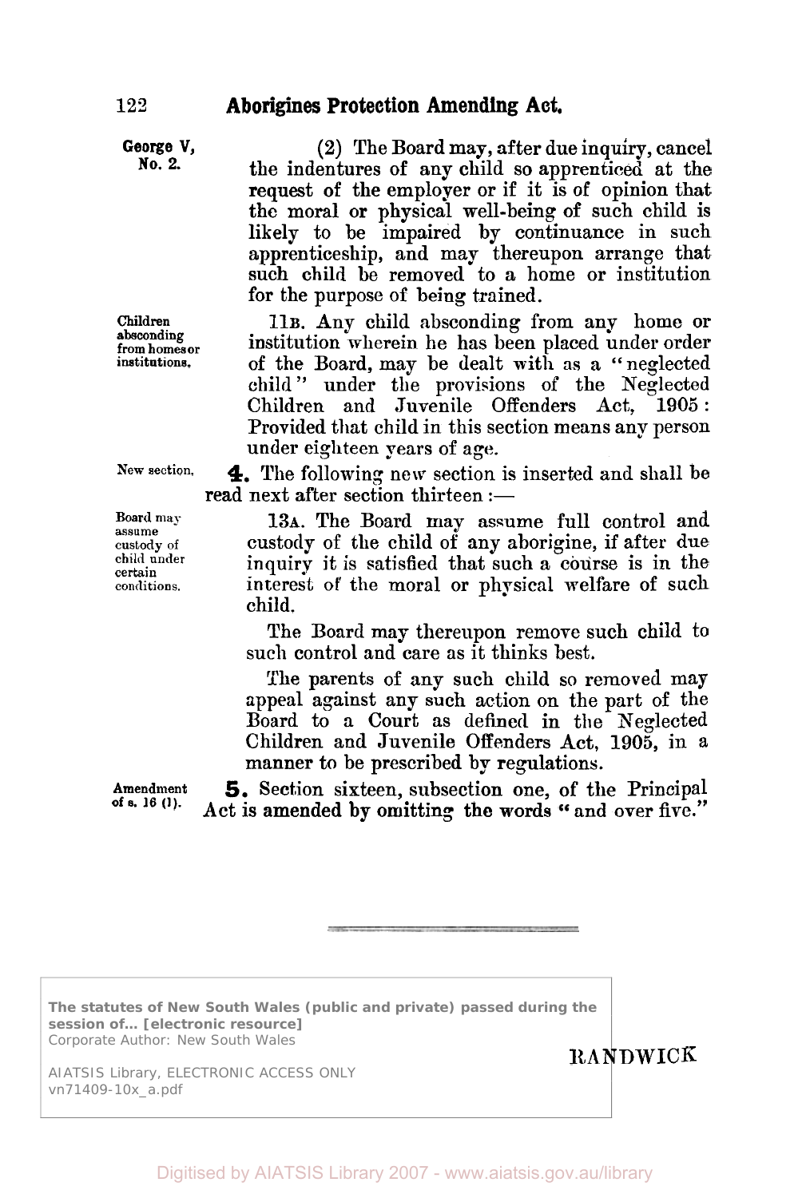George V, No. 2.

(2) The Board may, after due inquiry, cancel the indentures of any child so apprenticed at the request of the employer or if it is of opinion that the moral or physical well-being of such child is likely to be impaired by continuance in such apprenticeship, and may thereupon arrange that such child be removed to a home or institution for the purpose of being trained.

*Children absconding from homes or institutions.*

11B. Any child absconding from any home or institution wherein he has been placed under order of the Board, may be dealt with as a "neglected child" under the provisions of the Neglected Children and Juvenile Offenders Act, 1905: Provided that child in this section means any person under eighteen years of age.

*New section.*

**4.** The following new section is inserted and shall be read next after section thirteen:—

*Board may assume custody of child under certain conditions.*

13A. The Board may assume full control and custody of the child of any aborigine, if after due inquiry it is satisfied that such a course is in the interest of the moral or physical welfare of such child.

The Board may thereupon remove such child to such control and care as it thinks best.

The parents of any such child so removed may appeal against any such action on the part of the Board to a Court as defined in the Neglected Children and Juvenile Offenders Act, 1905, in a manner to be prescribed by regulations.

*Amendment of s. 16 (1).*

**5.** Section sixteen, subsection one, of the Principal Act is amended by omitting the words "and over five."

---

RANDWICK